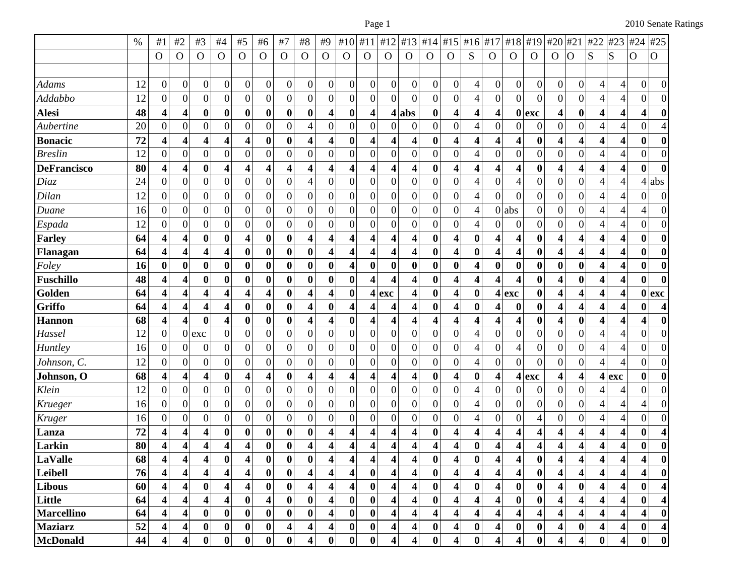| | % | #1 | #2 | #3 | #4 | #5 | #6 | #7 | #8 | #9 | #10 | #11 | #12 | #13 | #14 | #15 | #16 | #17 | #18 | #19 | #20 | #21 | #22 | #23 | #24 | #25 |
|---|---|---|---|---|---|---|---|---|---|---|---|---|---|---|---|---|---|---|---|---|---|---|---|---|---|---|
| | | O | O | O | O | O | O | O | O | O | O | O | O | O | O | O | S | O | O | O | O | O | S | S | O | O |
| | | | | | | | | | | | | | | | | | | | | | | | | | | |
| *Adams* | 12 | 0 | 0 | 0 | 0 | 0 | 0 | 0 | 0 | 0 | 0 | 0 | 0 | 0 | 0 | 0 | 4 | 0 | 0 | 0 | 0 | 0 | 4 | 4 | 0 | 0 |
| *Addabbo* | 12 | 0 | 0 | 0 | 0 | 0 | 0 | 0 | 0 | 0 | 0 | 0 | 0 | 0 | 0 | 0 | 4 | 0 | 0 | 0 | 0 | 0 | 4 | 4 | 0 | 0 |
| **Alesi** | 48 | 4 | 4 | 0 | 0 | 0 | 0 | 0 | 0 | 4 | 0 | 4 | 4 | abs | 0 | 4 | 4 | 4 | 0 | exc | 4 | 0 | 4 | 4 | 4 | 0 |
| *Aubertine* | 20 | 0 | 0 | 0 | 0 | 0 | 0 | 0 | 4 | 0 | 0 | 0 | 0 | 0 | 0 | 0 | 4 | 0 | 0 | 0 | 0 | 0 | 4 | 4 | 0 | 4 |
| **Bonacic** | 72 | 4 | 4 | 4 | 4 | 4 | 0 | 0 | 4 | 4 | 0 | 4 | 4 | 4 | 0 | 4 | 4 | 4 | 4 | 0 | 4 | 4 | 4 | 4 | 0 | 0 |
| *Breslin* | 12 | 0 | 0 | 0 | 0 | 0 | 0 | 0 | 0 | 0 | 0 | 0 | 0 | 0 | 0 | 0 | 4 | 0 | 0 | 0 | 0 | 0 | 4 | 4 | 0 | 0 |
| **DeFrancisco** | 80 | 4 | 4 | 0 | 4 | 4 | 4 | 4 | 4 | 4 | 4 | 4 | 4 | 4 | 0 | 4 | 4 | 4 | 4 | 0 | 4 | 4 | 4 | 4 | 0 | 0 |
| *Diaz* | 24 | 0 | 0 | 0 | 0 | 0 | 0 | 0 | 4 | 0 | 0 | 0 | 0 | 0 | 0 | 0 | 4 | 0 | 4 | 0 | 0 | 0 | 4 | 4 | 4 | abs |
| *Dilan* | 12 | 0 | 0 | 0 | 0 | 0 | 0 | 0 | 0 | 0 | 0 | 0 | 0 | 0 | 0 | 0 | 4 | 0 | 0 | 0 | 0 | 0 | 4 | 4 | 0 | 0 |
| *Duane* | 16 | 0 | 0 | 0 | 0 | 0 | 0 | 0 | 0 | 0 | 0 | 0 | 0 | 0 | 0 | 0 | 4 | 0 | abs | 0 | 0 | 0 | 4 | 4 | 4 | 0 |
| *Espada* | 12 | 0 | 0 | 0 | 0 | 0 | 0 | 0 | 0 | 0 | 0 | 0 | 0 | 0 | 0 | 0 | 4 | 0 | 0 | 0 | 0 | 0 | 4 | 4 | 0 | 0 |
| **Farley** | 64 | 4 | 4 | 0 | 0 | 4 | 0 | 0 | 4 | 4 | 4 | 4 | 4 | 4 | 0 | 4 | 0 | 4 | 4 | 0 | 4 | 4 | 4 | 4 | 0 | 0 |
| **Flanagan** | 64 | 4 | 4 | 4 | 4 | 0 | 0 | 0 | 0 | 4 | 4 | 4 | 4 | 4 | 0 | 4 | 0 | 4 | 4 | 0 | 4 | 4 | 4 | 4 | 0 | 0 |
| *Foley* | 16 | 0 | 0 | 0 | 0 | 0 | 0 | 0 | 0 | 0 | 4 | 0 | 0 | 0 | 0 | 0 | 4 | 0 | 0 | 0 | 0 | 0 | 4 | 4 | 0 | 0 |
| **Fuschillo** | 48 | 4 | 4 | 0 | 0 | 0 | 0 | 0 | 0 | 0 | 0 | 4 | 4 | 4 | 0 | 4 | 4 | 4 | 4 | 0 | 4 | 0 | 4 | 4 | 0 | 0 |
| **Golden** | 64 | 4 | 4 | 4 | 4 | 4 | 4 | 0 | 4 | 4 | 0 | 4 | exc | 4 | 0 | 4 | 0 | 4 | exc | 0 | 4 | 4 | 4 | 4 | 0 | exc |
| **Griffo** | 64 | 4 | 4 | 4 | 4 | 0 | 0 | 0 | 4 | 0 | 4 | 4 | 4 | 4 | 0 | 4 | 0 | 4 | 0 | 0 | 4 | 4 | 4 | 4 | 0 | 4 |
| **Hannon** | 68 | 4 | 4 | 0 | 4 | 0 | 0 | 0 | 4 | 4 | 0 | 4 | 4 | 4 | 4 | 4 | 4 | 4 | 4 | 0 | 4 | 0 | 4 | 4 | 4 | 0 |
| *Hassel* | 12 | 0 | 0 | exc | 0 | 0 | 0 | 0 | 0 | 0 | 0 | 0 | 0 | 0 | 0 | 0 | 4 | 0 | 0 | 0 | 0 | 0 | 4 | 4 | 0 | 0 |
| *Huntley* | 16 | 0 | 0 | 0 | 0 | 0 | 0 | 0 | 0 | 0 | 0 | 0 | 0 | 0 | 0 | 0 | 4 | 0 | 4 | 0 | 0 | 0 | 4 | 4 | 0 | 0 |
| *Johnson, C.* | 12 | 0 | 0 | 0 | 0 | 0 | 0 | 0 | 0 | 0 | 0 | 0 | 0 | 0 | 0 | 0 | 4 | 0 | 0 | 0 | 0 | 0 | 4 | 4 | 0 | 0 |
| **Johnson, O** | 68 | 4 | 4 | 4 | 0 | 4 | 4 | 0 | 4 | 4 | 4 | 4 | 4 | 4 | 0 | 4 | 0 | 4 | 4 | exc | 4 | 4 | 4 | exc | 0 | 0 |
| *Klein* | 12 | 0 | 0 | 0 | 0 | 0 | 0 | 0 | 0 | 0 | 0 | 0 | 0 | 0 | 0 | 0 | 4 | 0 | 0 | 0 | 0 | 0 | 4 | 4 | 0 | 0 |
| *Krueger* | 16 | 0 | 0 | 0 | 0 | 0 | 0 | 0 | 0 | 0 | 0 | 0 | 0 | 0 | 0 | 0 | 4 | 0 | 0 | 0 | 0 | 0 | 4 | 4 | 4 | 0 |
| *Kruger* | 16 | 0 | 0 | 0 | 0 | 0 | 0 | 0 | 0 | 0 | 0 | 0 | 0 | 0 | 0 | 0 | 4 | 0 | 0 | 4 | 0 | 0 | 4 | 4 | 0 | 0 |
| **Lanza** | 72 | 4 | 4 | 4 | 0 | 0 | 0 | 0 | 0 | 4 | 4 | 4 | 4 | 4 | 0 | 4 | 4 | 4 | 4 | 4 | 4 | 4 | 4 | 4 | 0 | 4 |
| **Larkin** | 80 | 4 | 4 | 4 | 4 | 4 | 0 | 0 | 4 | 4 | 4 | 4 | 4 | 4 | 4 | 4 | 0 | 4 | 4 | 4 | 4 | 4 | 4 | 4 | 0 | 0 |
| **LaValle** | 68 | 4 | 4 | 4 | 0 | 4 | 0 | 0 | 0 | 4 | 4 | 4 | 4 | 4 | 0 | 4 | 0 | 4 | 4 | 0 | 4 | 4 | 4 | 4 | 4 | 0 |
| **Leibell** | 76 | 4 | 4 | 4 | 4 | 4 | 0 | 0 | 4 | 4 | 4 | 0 | 4 | 4 | 0 | 4 | 4 | 4 | 4 | 0 | 4 | 4 | 4 | 4 | 4 | 0 |
| **Libous** | 60 | 4 | 4 | 0 | 4 | 4 | 0 | 0 | 4 | 4 | 4 | 0 | 4 | 4 | 0 | 4 | 0 | 4 | 0 | 0 | 4 | 0 | 4 | 4 | 0 | 4 |
| **Little** | 64 | 4 | 4 | 4 | 4 | 0 | 4 | 0 | 0 | 4 | 0 | 0 | 4 | 4 | 0 | 4 | 4 | 4 | 0 | 0 | 4 | 4 | 4 | 4 | 0 | 4 |
| **Marcellino** | 64 | 4 | 4 | 0 | 0 | 0 | 0 | 0 | 0 | 4 | 0 | 0 | 4 | 4 | 4 | 4 | 4 | 4 | 4 | 4 | 4 | 4 | 4 | 4 | 4 | 0 |
| **Maziarz** | 52 | 4 | 4 | 0 | 0 | 0 | 0 | 4 | 4 | 4 | 0 | 0 | 4 | 4 | 0 | 4 | 0 | 4 | 0 | 0 | 4 | 0 | 4 | 4 | 0 | 4 |
| **McDonald** | 44 | 4 | 4 | 0 | 0 | 0 | 0 | 0 | 4 | 0 | 0 | 0 | 4 | 4 | 0 | 4 | 0 | 4 | 4 | 0 | 4 | 4 | 0 | 4 | 0 | 0 |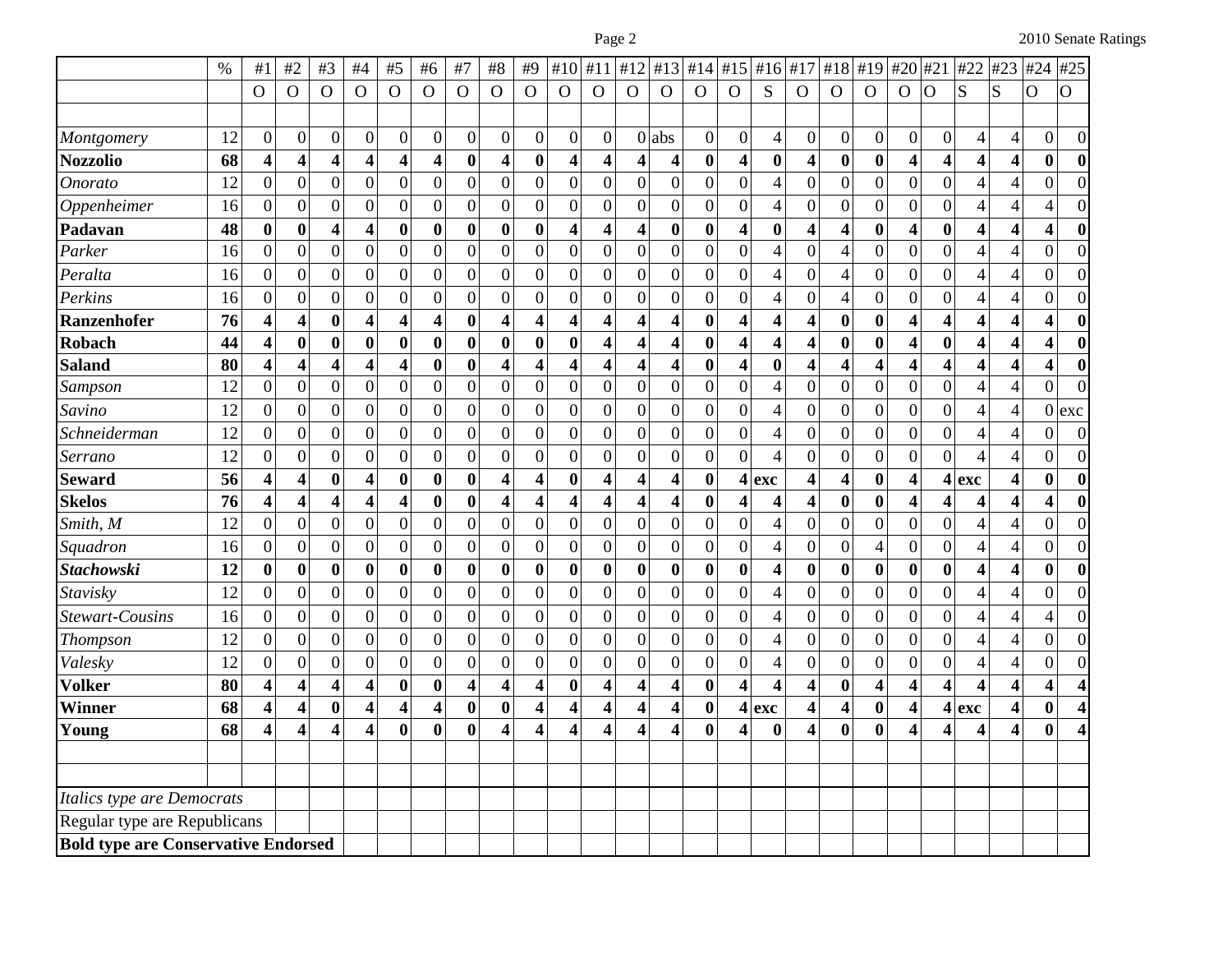| | % | #1 | #2 | #3 | #4 | #5 | #6 | #7 | #8 | #9 | #10 | #11 | #12 | #13 | #14 | #15 | #16 | #17 | #18 | #19 | #20 | #21 | #22 | #23 | #24 | #25 |
|---|---|---|---|---|---|---|---|---|---|---|---|---|---|---|---|---|---|---|---|---|---|---|---|---|---|---|
| | | O | O | O | O | O | O | O | O | O | O | O | O | O | O | O | S | O | O | O | O | O | S | S | O | O |
| | | | | | | | | | | | | | | | | | | | | | | | | | | |
| *Montgomery* | 12 | 0 | 0 | 0 | 0 | 0 | 0 | 0 | 0 | 0 | 0 | 0 | 0 | abs | 0 | 0 | 4 | 0 | 0 | 0 | 0 | 0 | 4 | 4 | 0 | 0 |
| **Nozzolio** | **68** | **4** | **4** | **4** | **4** | **4** | **4** | **0** | **4** | **0** | **4** | **4** | **4** | **4** | **0** | **4** | **0** | **4** | **0** | **0** | **4** | **4** | **4** | **4** | **0** | **0** |
| *Onorato* | 12 | 0 | 0 | 0 | 0 | 0 | 0 | 0 | 0 | 0 | 0 | 0 | 0 | 0 | 0 | 0 | 4 | 0 | 0 | 0 | 0 | 0 | 4 | 4 | 0 | 0 |
| *Oppenheimer* | 16 | 0 | 0 | 0 | 0 | 0 | 0 | 0 | 0 | 0 | 0 | 0 | 0 | 0 | 0 | 0 | 4 | 0 | 0 | 0 | 0 | 0 | 4 | 4 | 4 | 0 |
| **Padavan** | **48** | **0** | **0** | **4** | **4** | **0** | **0** | **0** | **0** | **0** | **4** | **4** | **4** | **0** | **0** | **4** | **0** | **4** | **4** | **0** | **4** | **0** | **4** | **4** | **4** | **0** |
| *Parker* | 16 | 0 | 0 | 0 | 0 | 0 | 0 | 0 | 0 | 0 | 0 | 0 | 0 | 0 | 0 | 0 | 4 | 0 | 4 | 0 | 0 | 0 | 4 | 4 | 0 | 0 |
| *Peralta* | 16 | 0 | 0 | 0 | 0 | 0 | 0 | 0 | 0 | 0 | 0 | 0 | 0 | 0 | 0 | 0 | 4 | 0 | 4 | 0 | 0 | 0 | 4 | 4 | 0 | 0 |
| *Perkins* | 16 | 0 | 0 | 0 | 0 | 0 | 0 | 0 | 0 | 0 | 0 | 0 | 0 | 0 | 0 | 0 | 4 | 0 | 4 | 0 | 0 | 0 | 4 | 4 | 0 | 0 |
| **Ranzenhofer** | **76** | **4** | **4** | **0** | **4** | **4** | **4** | **0** | **4** | **4** | **4** | **4** | **4** | **4** | **0** | **4** | **4** | **4** | **0** | **0** | **4** | **4** | **4** | **4** | **4** | **0** |
| **Robach** | **44** | **4** | **0** | **0** | **0** | **0** | **0** | **0** | **0** | **0** | **0** | **4** | **4** | **4** | **0** | **4** | **4** | **4** | **0** | **0** | **4** | **0** | **4** | **4** | **4** | **0** |
| **Saland** | **80** | **4** | **4** | **4** | **4** | **4** | **0** | **0** | **4** | **4** | **4** | **4** | **4** | **4** | **0** | **4** | **0** | **4** | **4** | **4** | **4** | **4** | **4** | **4** | **4** | **0** |
| *Sampson* | 12 | 0 | 0 | 0 | 0 | 0 | 0 | 0 | 0 | 0 | 0 | 0 | 0 | 0 | 0 | 0 | 4 | 0 | 0 | 0 | 0 | 0 | 4 | 4 | 0 | 0 |
| *Savino* | 12 | 0 | 0 | 0 | 0 | 0 | 0 | 0 | 0 | 0 | 0 | 0 | 0 | 0 | 0 | 0 | 4 | 0 | 0 | 0 | 0 | 0 | 4 | 4 | 0 | exc |
| *Schneiderman* | 12 | 0 | 0 | 0 | 0 | 0 | 0 | 0 | 0 | 0 | 0 | 0 | 0 | 0 | 0 | 0 | 4 | 0 | 0 | 0 | 0 | 0 | 4 | 4 | 0 | 0 |
| *Serrano* | 12 | 0 | 0 | 0 | 0 | 0 | 0 | 0 | 0 | 0 | 0 | 0 | 0 | 0 | 0 | 0 | 4 | 0 | 0 | 0 | 0 | 0 | 4 | 4 | 0 | 0 |
| **Seward** | **56** | **4** | **4** | **0** | **4** | **0** | **0** | **0** | **4** | **4** | **0** | **4** | **4** | **4** | **0** | **4** | **exc** | **4** | **4** | **0** | **4** | **4** | **exc** | **4** | **0** | **0** |
| **Skelos** | **76** | **4** | **4** | **4** | **4** | **4** | **0** | **0** | **4** | **4** | **4** | **4** | **4** | **4** | **0** | **4** | **4** | **4** | **0** | **0** | **4** | **4** | **4** | **4** | **4** | **0** |
| *Smith, M* | 12 | 0 | 0 | 0 | 0 | 0 | 0 | 0 | 0 | 0 | 0 | 0 | 0 | 0 | 0 | 0 | 4 | 0 | 0 | 0 | 0 | 0 | 4 | 4 | 0 | 0 |
| *Squadron* | 16 | 0 | 0 | 0 | 0 | 0 | 0 | 0 | 0 | 0 | 0 | 0 | 0 | 0 | 0 | 0 | 4 | 0 | 0 | 4 | 0 | 0 | 4 | 4 | 0 | 0 |
| ***Stachowski*** | **12** | **0** | **0** | **0** | **0** | **0** | **0** | **0** | **0** | **0** | **0** | **0** | **0** | **0** | **0** | **0** | **4** | **0** | **0** | **0** | **0** | **0** | **4** | **4** | **0** | **0** |
| *Stavisky* | 12 | 0 | 0 | 0 | 0 | 0 | 0 | 0 | 0 | 0 | 0 | 0 | 0 | 0 | 0 | 0 | 4 | 0 | 0 | 0 | 0 | 0 | 4 | 4 | 0 | 0 |
| *Stewart-Cousins* | 16 | 0 | 0 | 0 | 0 | 0 | 0 | 0 | 0 | 0 | 0 | 0 | 0 | 0 | 0 | 0 | 4 | 0 | 0 | 0 | 0 | 0 | 4 | 4 | 4 | 0 |
| *Thompson* | 12 | 0 | 0 | 0 | 0 | 0 | 0 | 0 | 0 | 0 | 0 | 0 | 0 | 0 | 0 | 0 | 4 | 0 | 0 | 0 | 0 | 0 | 4 | 4 | 0 | 0 |
| *Valesky* | 12 | 0 | 0 | 0 | 0 | 0 | 0 | 0 | 0 | 0 | 0 | 0 | 0 | 0 | 0 | 0 | 4 | 0 | 0 | 0 | 0 | 0 | 4 | 4 | 0 | 0 |
| **Volker** | **80** | **4** | **4** | **4** | **4** | **0** | **0** | **4** | **4** | **4** | **0** | **4** | **4** | **4** | **0** | **4** | **4** | **4** | **0** | **4** | **4** | **4** | **4** | **4** | **4** | **4** |
| **Winner** | **68** | **4** | **4** | **0** | **4** | **4** | **4** | **0** | **0** | **4** | **4** | **4** | **4** | **4** | **0** | **4** | **exc** | **4** | **4** | **0** | **4** | **4** | **exc** | **4** | **0** | **4** |
| **Young** | **68** | **4** | **4** | **4** | **4** | **0** | **0** | **0** | **4** | **4** | **4** | **4** | **4** | **4** | **0** | **4** | **0** | **4** | **0** | **0** | **4** | **4** | **4** | **4** | **0** | **4** |

*Italics type are Democrats*

Regular type are Republicans

**Bold type are Conservative Endorsed**